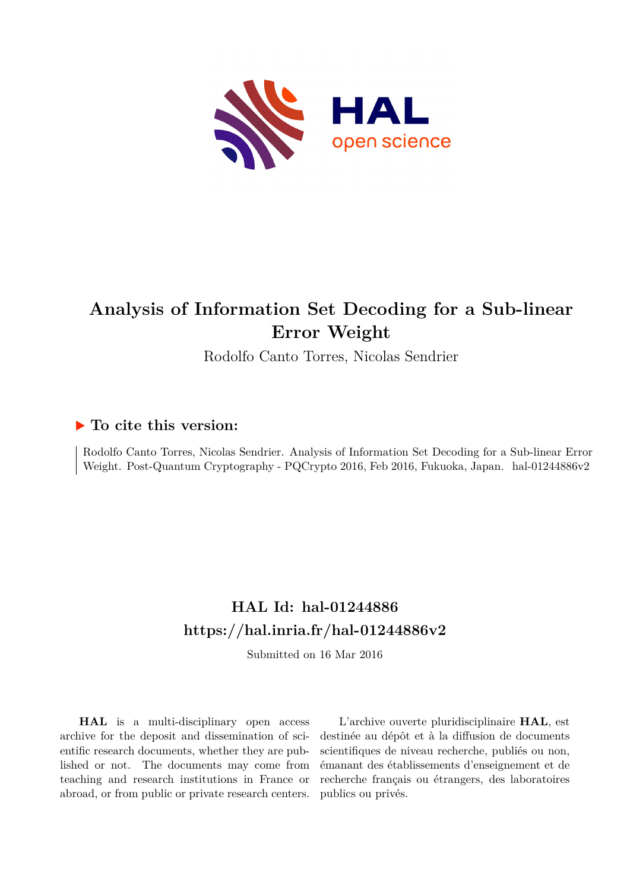# Analysis of Information Set Decoding for a Sub-linear Error Weight

Rodolfo Canto Torres, Nicolas Sendrier

## ▶ To cite this version:

Rodolfo Canto Torres, Nicolas Sendrier. Analysis of Information Set Decoding for a Sub-linear Error Weight. Post-Quantum Cryptography - PQCrypto 2016, Feb 2016, Fukuoka, Japan. hal-01244886v2

## HAL Id: hal-01244886
## https://hal.inria.fr/hal-01244886v2

Submitted on 16 Mar 2016

**HAL** is a multi-disciplinary open access archive for the deposit and dissemination of scientific research documents, whether they are published or not. The documents may come from teaching and research institutions in France or abroad, or from public or private research centers.

L'archive ouverte pluridisciplinaire **HAL**, est destinée au dépôt et à la diffusion de documents scientifiques de niveau recherche, publiés ou non, émanant des établissements d'enseignement et de recherche français ou étrangers, des laboratoires publics ou privés.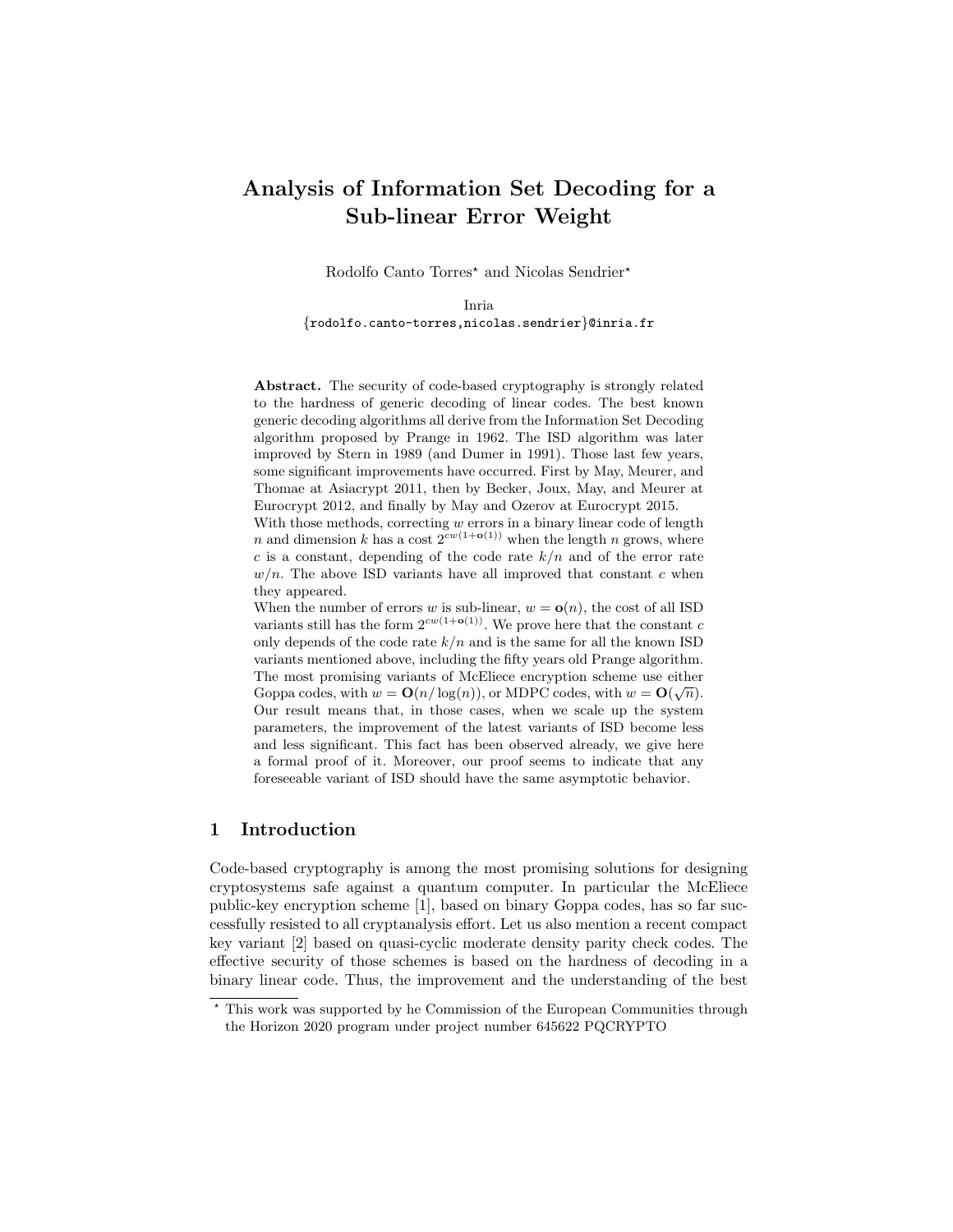# Analysis of Information Set Decoding for a Sub-linear Error Weight

Rodolfo Canto Torres* and Nicolas Sendrier*

Inria
{rodolfo.canto-torres,nicolas.sendrier}@inria.fr

**Abstract.** The security of code-based cryptography is strongly related to the hardness of generic decoding of linear codes. The best known generic decoding algorithms all derive from the Information Set Decoding algorithm proposed by Prange in 1962. The ISD algorithm was later improved by Stern in 1989 (and Dumer in 1991). Those last few years, some significant improvements have occurred. First by May, Meurer, and Thomae at Asiacrypt 2011, then by Becker, Joux, May, and Meurer at Eurocrypt 2012, and finally by May and Ozerov at Eurocrypt 2015. With those methods, correcting $w$ errors in a binary linear code of length $n$ and dimension $k$ has a cost $2^{cw(1+\mathbf{o}(1))}$ when the length $n$ grows, where $c$ is a constant, depending of the code rate $k/n$ and of the error rate $w/n$. The above ISD variants have all improved that constant $c$ when they appeared.

When the number of errors $w$ is sub-linear, $w = \mathbf{o}(n)$, the cost of all ISD variants still has the form $2^{cw(1+\mathbf{o}(1))}$. We prove here that the constant $c$ only depends of the code rate $k/n$ and is the same for all the known ISD variants mentioned above, including the fifty years old Prange algorithm. The most promising variants of McEliece encryption scheme use either Goppa codes, with $w = \mathbf{O}(n/\log(n))$, or MDPC codes, with $w = \mathbf{O}(\sqrt{n})$. Our result means that, in those cases, when we scale up the system parameters, the improvement of the latest variants of ISD become less and less significant. This fact has been observed already, we give here a formal proof of it. Moreover, our proof seems to indicate that any foreseeable variant of ISD should have the same asymptotic behavior.

## 1 Introduction

Code-based cryptography is among the most promising solutions for designing cryptosystems safe against a quantum computer. In particular the McEliece public-key encryption scheme [1], based on binary Goppa codes, has so far successfully resisted to all cryptanalysis effort. Let us also mention a recent compact key variant [2] based on quasi-cyclic moderate density parity check codes. The effective security of those schemes is based on the hardness of decoding in a binary linear code. Thus, the improvement and the understanding of the best

* This work was supported by he Commission of the European Communities through the Horizon 2020 program under project number 645622 PQCRYPTO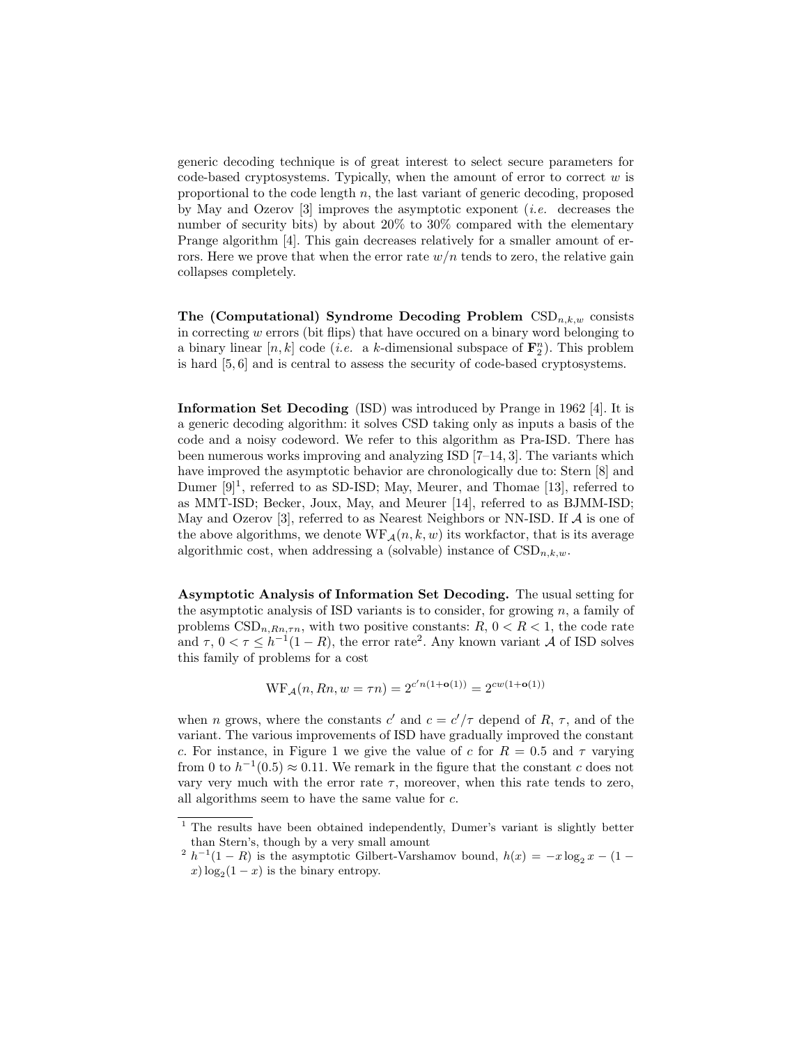generic decoding technique is of great interest to select secure parameters for code-based cryptosystems. Typically, when the amount of error to correct $w$ is proportional to the code length $n$, the last variant of generic decoding, proposed by May and Ozerov [3] improves the asymptotic exponent (*i.e.* decreases the number of security bits) by about 20% to 30% compared with the elementary Prange algorithm [4]. This gain decreases relatively for a smaller amount of errors. Here we prove that when the error rate $w/n$ tends to zero, the relative gain collapses completely.

**The (Computational) Syndrome Decoding Problem** $\mathrm{CSD}_{n,k,w}$ consists in correcting $w$ errors (bit flips) that have occured on a binary word belonging to a binary linear $[n, k]$ code (*i.e.* a $k$-dimensional subspace of $\mathbf{F}_2^n$). This problem is hard [5, 6] and is central to assess the security of code-based cryptosystems.

**Information Set Decoding** (ISD) was introduced by Prange in 1962 [4]. It is a generic decoding algorithm: it solves CSD taking only as inputs a basis of the code and a noisy codeword. We refer to this algorithm as Pra-ISD. There has been numerous works improving and analyzing ISD [7–14, 3]. The variants which have improved the asymptotic behavior are chronologically due to: Stern [8] and Dumer [9][1], referred to as SD-ISD; May, Meurer, and Thomae [13], referred to as MMT-ISD; Becker, Joux, May, and Meurer [14], referred to as BJMM-ISD; May and Ozerov [3], referred to as Nearest Neighbors or NN-ISD. If $\mathcal{A}$ is one of the above algorithms, we denote $\mathrm{WF}_{\mathcal{A}}(n, k, w)$ its workfactor, that is its average algorithmic cost, when addressing a (solvable) instance of $\mathrm{CSD}_{n,k,w}$.

**Asymptotic Analysis of Information Set Decoding.** The usual setting for the asymptotic analysis of ISD variants is to consider, for growing $n$, a family of problems $\mathrm{CSD}_{n,Rn,\tau n}$, with two positive constants: $R$, $0 < R < 1$, the code rate and $\tau$, $0 < \tau \leq h^{-1}(1 - R)$, the error rate[2]. Any known variant $\mathcal{A}$ of ISD solves this family of problems for a cost

$$\mathrm{WF}_{\mathcal{A}}(n, Rn, w = \tau n) = 2^{c' n(1+\mathbf{o}(1))} = 2^{cw(1+\mathbf{o}(1))}$$

when $n$ grows, where the constants $c'$ and $c = c'/\tau$ depend of $R$, $\tau$, and of the variant. The various improvements of ISD have gradually improved the constant $c$. For instance, in Figure 1 we give the value of $c$ for $R = 0.5$ and $\tau$ varying from 0 to $h^{-1}(0.5) \approx 0.11$. We remark in the figure that the constant $c$ does not vary very much with the error rate $\tau$, moreover, when this rate tends to zero, all algorithms seem to have the same value for $c$.

[1] The results have been obtained independently, Dumer's variant is slightly better than Stern's, though by a very small amount

[2] $h^{-1}(1 - R)$ is the asymptotic Gilbert-Varshamov bound, $h(x) = -x \log_2 x - (1 - x) \log_2(1 - x)$ is the binary entropy.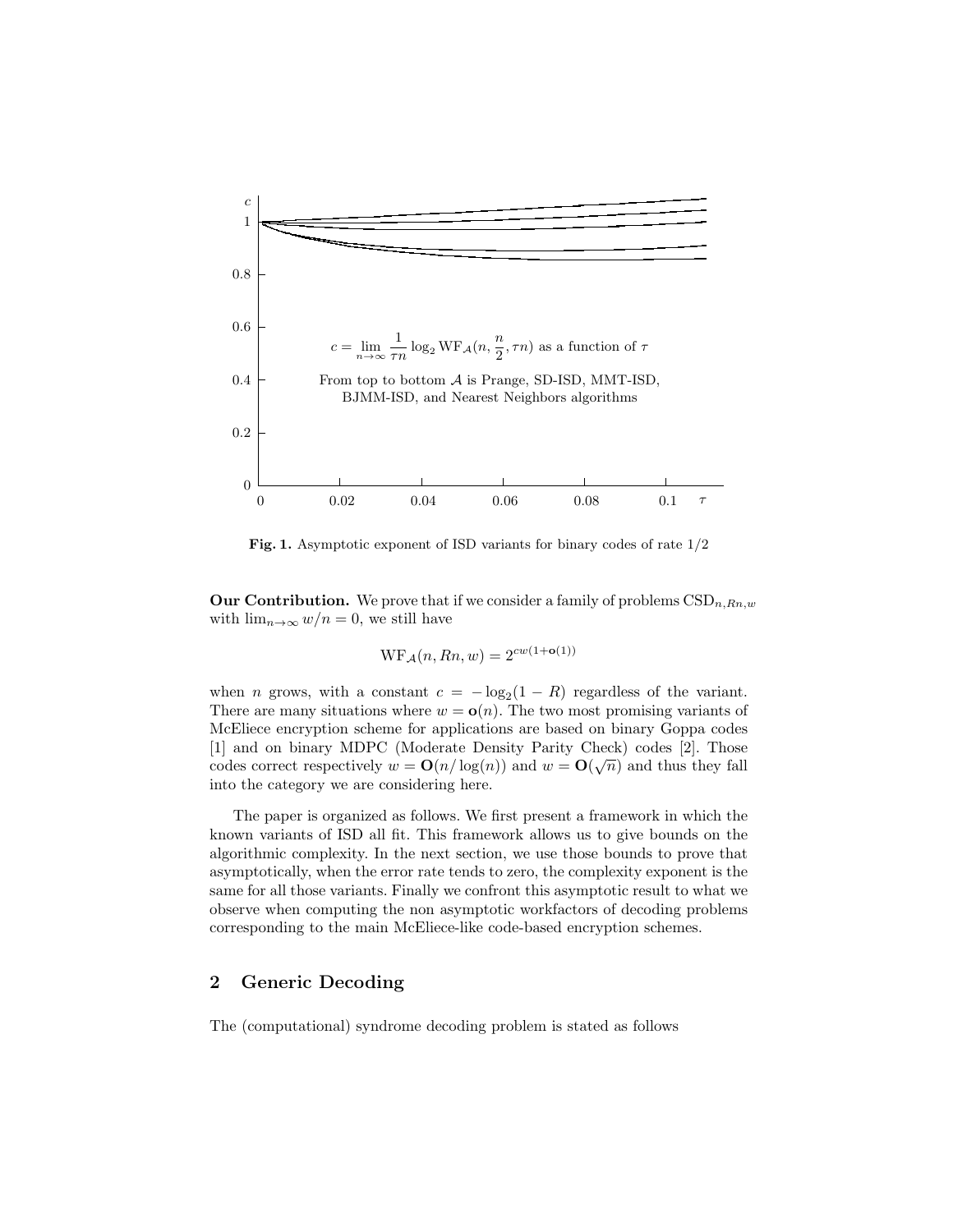Fig. 1. Asymptotic exponent of ISD variants for binary codes of rate 1/2

**Our Contribution.** We prove that if we consider a family of problems $\mathrm{CSD}_{n,Rn,w}$ with $\lim_{n\to\infty} w/n = 0$, we still have

$$\mathrm{WF}_{\mathcal{A}}(n, Rn, w) = 2^{cw(1+\mathbf{o}(1))}$$

when $n$ grows, with a constant $c = -\log_2(1-R)$ regardless of the variant. There are many situations where $w = \mathbf{o}(n)$. The two most promising variants of McEliece encryption scheme for applications are based on binary Goppa codes [1] and on binary MDPC (Moderate Density Parity Check) codes [2]. Those codes correct respectively $w = \mathbf{O}(n/\log(n))$ and $w = \mathbf{O}(\sqrt{n})$ and thus they fall into the category we are considering here.

The paper is organized as follows. We first present a framework in which the known variants of ISD all fit. This framework allows us to give bounds on the algorithmic complexity. In the next section, we use those bounds to prove that asymptotically, when the error rate tends to zero, the complexity exponent is the same for all those variants. Finally we confront this asymptotic result to what we observe when computing the non asymptotic workfactors of decoding problems corresponding to the main McEliece-like code-based encryption schemes.

## 2 Generic Decoding

The (computational) syndrome decoding problem is stated as follows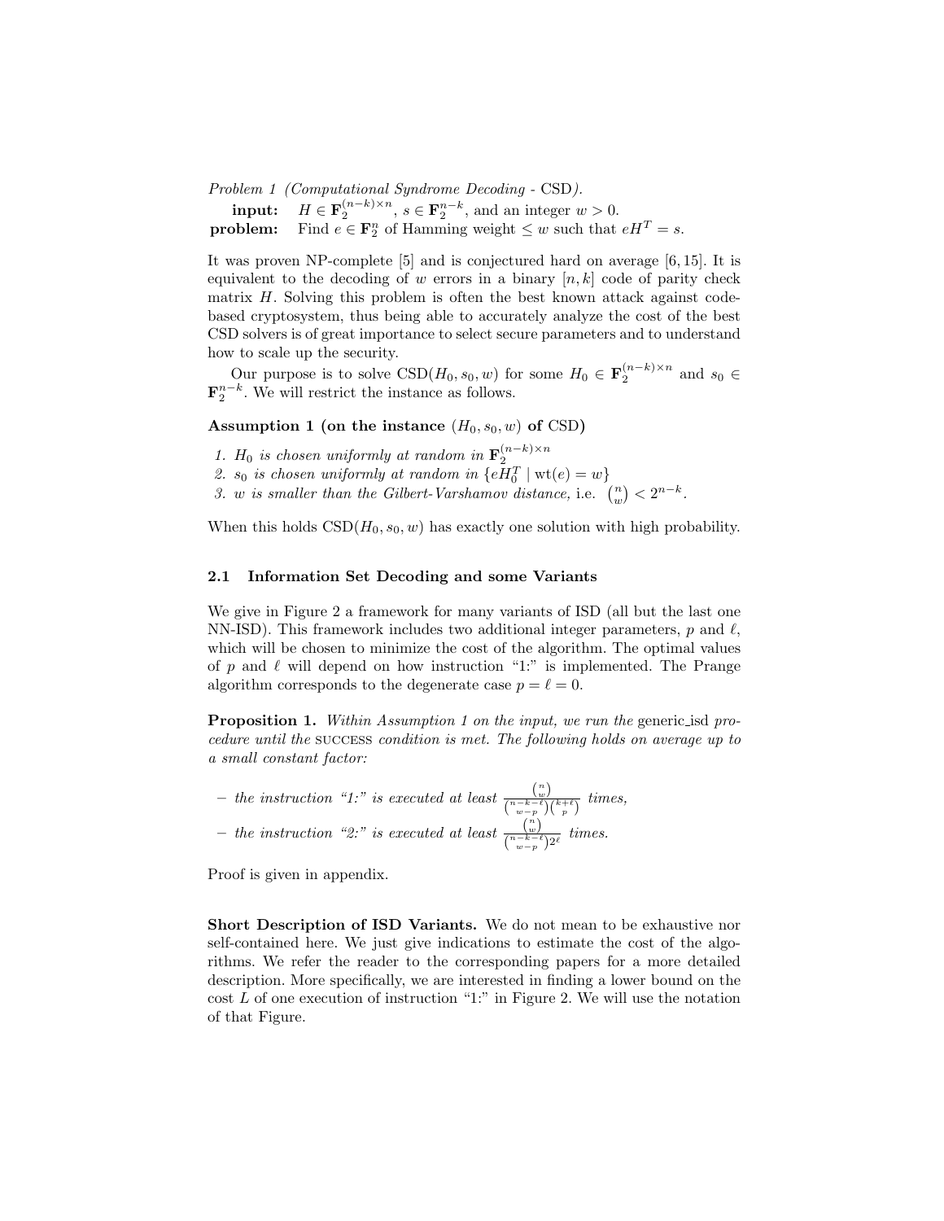*Problem 1 (Computational Syndrome Decoding - CSD).*

**input:** $H \in \mathbf{F}_2^{(n-k)\times n}$, $s \in \mathbf{F}_2^{n-k}$, and an integer $w > 0$.

**problem:** Find $e \in \mathbf{F}_2^n$ of Hamming weight $\leq w$ such that $eH^T = s$.

It was proven NP-complete [5] and is conjectured hard on average [6, 15]. It is equivalent to the decoding of $w$ errors in a binary $[n, k]$ code of parity check matrix $H$. Solving this problem is often the best known attack against code-based cryptosystem, thus being able to accurately analyze the cost of the best CSD solvers is of great importance to select secure parameters and to understand how to scale up the security.

Our purpose is to solve CSD$(H_0, s_0, w)$ for some $H_0 \in \mathbf{F}_2^{(n-k)\times n}$ and $s_0 \in \mathbf{F}_2^{n-k}$. We will restrict the instance as follows.

**Assumption 1 (on the instance $(H_0, s_0, w)$ of CSD)**

1. *$H_0$ is chosen uniformly at random in $\mathbf{F}_2^{(n-k)\times n}$*
2. *$s_0$ is chosen uniformly at random in $\{eH_0^T \mid \mathrm{wt}(e) = w\}$*
3. *$w$ is smaller than the Gilbert-Varshamov distance,* i.e. $\binom{n}{w} < 2^{n-k}$.

When this holds CSD$(H_0, s_0, w)$ has exactly one solution with high probability.

### 2.1 Information Set Decoding and some Variants

We give in Figure 2 a framework for many variants of ISD (all but the last one NN-ISD). This framework includes two additional integer parameters, $p$ and $\ell$, which will be chosen to minimize the cost of the algorithm. The optimal values of $p$ and $\ell$ will depend on how instruction "1:" is implemented. The Prange algorithm corresponds to the degenerate case $p = \ell = 0$.

**Proposition 1.** *Within Assumption 1 on the input, we run the* generic_isd *procedure until the* SUCCESS *condition is met. The following holds on average up to a small constant factor:*

- *the instruction "1:" is executed at least* $\frac{\binom{n}{w}}{\binom{n-k-\ell}{w-p}\binom{k+\ell}{p}}$ *times,*
- *the instruction "2:" is executed at least* $\frac{\binom{n}{w}}{\binom{n-k-\ell}{w-p}2^{\ell}}$ *times.*

Proof is given in appendix.

**Short Description of ISD Variants.** We do not mean to be exhaustive nor self-contained here. We just give indications to estimate the cost of the algorithms. We refer the reader to the corresponding papers for a more detailed description. More specifically, we are interested in finding a lower bound on the cost $L$ of one execution of instruction "1:" in Figure 2. We will use the notation of that Figure.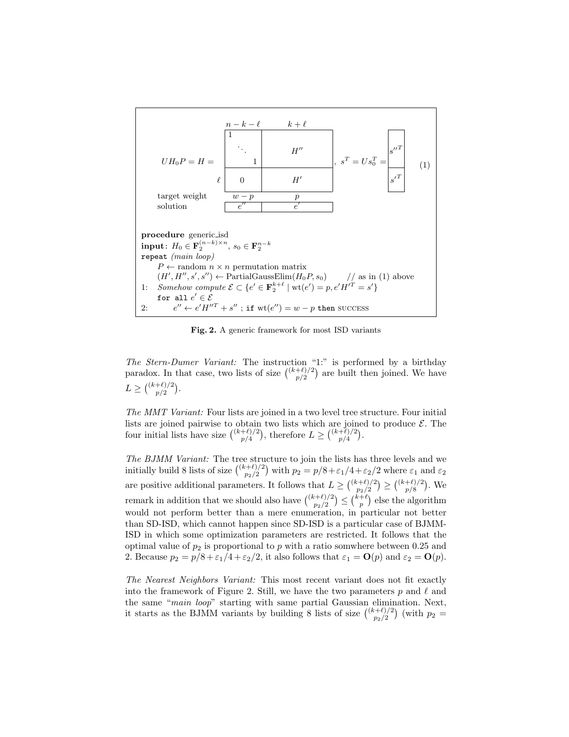$$
UH_0P = H = \begin{array}{c|c|c|}
\multicolumn{1}{c}{} & \multicolumn{1}{c}{n-k-\ell} & \multicolumn{1}{c}{k+\ell} \\
\cline{2-3}
 & \begin{matrix} 1 & & \\ & \ddots & \\ & & 1 \end{matrix} & H'' \\
\cline{2-3}
\ell & 0 & H' \\
\cline{2-3}
\end{array}, \quad s^T = Us_0^T = \begin{array}{|c|}
\hline
{s''}^T \\
\hline
{s'}^T \\
\hline
\end{array} \tag{1}
$$

| | | |
|---|---|---|
| target weight | $w-p$ | $p$ |
| solution | $e''$ | $e'$ |

```
procedure generic_isd
input: H_0 ∈ F_2^{(n−k)×n}, s_0 ∈ F_2^{n−k}
repeat (main loop)
    P ← random n × n permutation matrix
    (H′, H″, s′, s″) ← PartialGaussElim(H_0 P, s_0)        // as in (1) above
1:  Somehow compute E ⊂ {e′ ∈ F_2^{k+ℓ} | wt(e′) = p, e′H′^T = s′}
    for all e′ ∈ E
2:      e″ ← e′H″^T + s″ ; if wt(e″) = w − p then SUCCESS
```

**Fig. 2.** A generic framework for most ISD variants

*The Stern-Dumer Variant:* The instruction "1:" is performed by a birthday paradox. In that case, two lists of size $\binom{(k+\ell)/2}{p/2}$ are built then joined. We have $L \geq \binom{(k+\ell)/2}{p/2}$.

*The MMT Variant:* Four lists are joined in a two level tree structure. Four initial lists are joined pairwise to obtain two lists which are joined to produce $\mathcal{E}$. The four initial lists have size $\binom{(k+\ell)/2}{p/4}$, therefore $L \geq \binom{(k+\ell)/2}{p/4}$.

*The BJMM Variant:* The tree structure to join the lists has three levels and we initially build 8 lists of size $\binom{(k+\ell)/2}{p_2/2}$ with $p_2 = p/8 + \varepsilon_1/4 + \varepsilon_2/2$ where $\varepsilon_1$ and $\varepsilon_2$ are positive additional parameters. It follows that $L \geq \binom{(k+\ell)/2}{p_2/2} \geq \binom{(k+\ell)/2}{p/8}$. We remark in addition that we should also have $\binom{(k+\ell)/2}{p_2/2} \leq \binom{k+\ell}{p}$ else the algorithm would not perform better than a mere enumeration, in particular not better than SD-ISD, which cannot happen since SD-ISD is a particular case of BJMM-ISD in which some optimization parameters are restricted. It follows that the optimal value of $p_2$ is proportional to $p$ with a ratio somwhere between 0.25 and 2. Because $p_2 = p/8 + \varepsilon_1/4 + \varepsilon_2/2$, it also follows that $\varepsilon_1 = \mathbf{O}(p)$ and $\varepsilon_2 = \mathbf{O}(p)$.

*The Nearest Neighbors Variant:* This most recent variant does not fit exactly into the framework of Figure 2. Still, we have the two parameters $p$ and $\ell$ and the same "*main loop*" starting with same partial Gaussian elimination. Next, it starts as the BJMM variants by building 8 lists of size $\binom{(k+\ell)/2}{p_2/2}$ (with $p_2 =$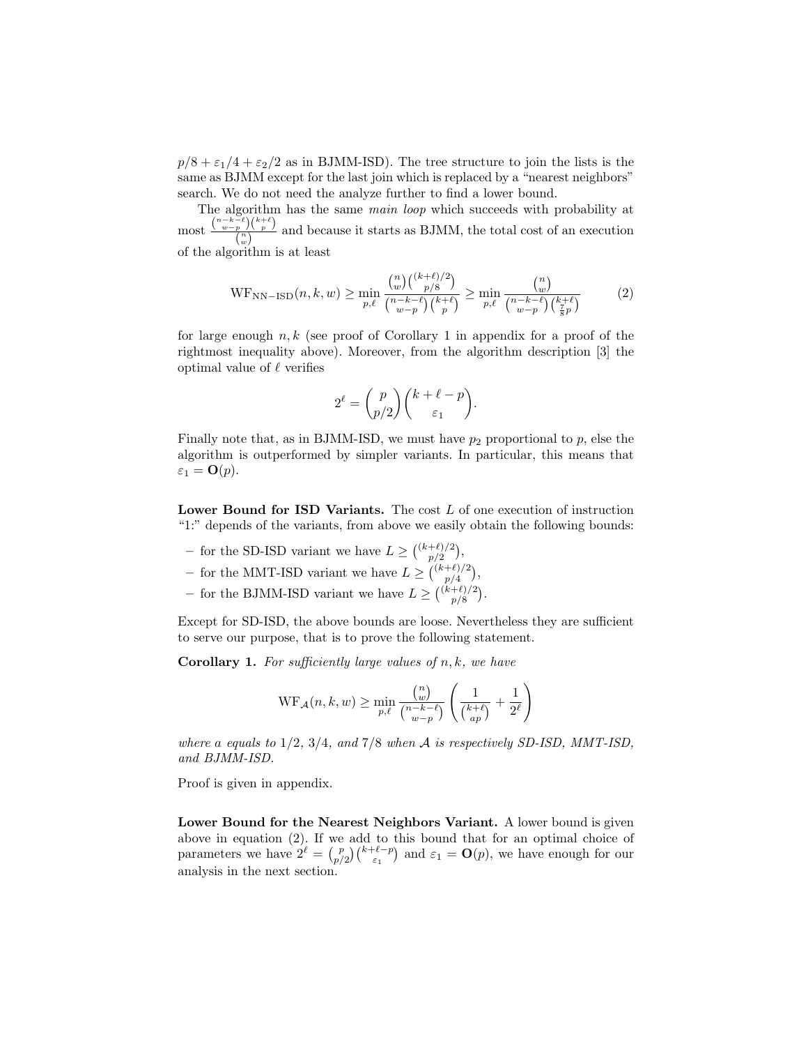$p/8 + \varepsilon_1/4 + \varepsilon_2/2$ as in BJMM-ISD). The tree structure to join the lists is the same as BJMM except for the last join which is replaced by a "nearest neighbors" search. We do not need the analyze further to find a lower bound.

The algorithm has the same *main loop* which succeeds with probability at most $\frac{\binom{n-k-\ell}{w-p}\binom{k+\ell}{p}}{\binom{n}{w}}$ and because it starts as BJMM, the total cost of an execution of the algorithm is at least

$$\mathrm{WF}_{\mathrm{NN-ISD}}(n,k,w) \geq \min_{p,\ell} \frac{\binom{n}{w}\binom{(k+\ell)/2}{p/8}}{\binom{n-k-\ell}{w-p}\binom{k+\ell}{p}} \geq \min_{p,\ell} \frac{\binom{n}{w}}{\binom{n-k-\ell}{w-p}\binom{k+\ell}{\frac{7}{8}p}} \tag{2}$$

for large enough $n, k$ (see proof of Corollary 1 in appendix for a proof of the rightmost inequality above). Moreover, from the algorithm description [3] the optimal value of $\ell$ verifies

$$2^\ell = \binom{p}{p/2}\binom{k+\ell-p}{\varepsilon_1}.$$

Finally note that, as in BJMM-ISD, we must have $p_2$ proportional to $p$, else the algorithm is outperformed by simpler variants. In particular, this means that $\varepsilon_1 = \mathbf{O}(p)$.

**Lower Bound for ISD Variants.** The cost $L$ of one execution of instruction "1:" depends of the variants, from above we easily obtain the following bounds:

- for the SD-ISD variant we have $L \geq \binom{(k+\ell)/2}{p/2}$,
- for the MMT-ISD variant we have $L \geq \binom{(k+\ell)/2}{p/4}$,
- for the BJMM-ISD variant we have $L \geq \binom{(k+\ell)/2}{p/8}$.

Except for SD-ISD, the above bounds are loose. Nevertheless they are sufficient to serve our purpose, that is to prove the following statement.

**Corollary 1.** *For sufficiently large values of $n, k$, we have*

$$\mathrm{WF}_{\mathcal{A}}(n,k,w) \geq \min_{p,\ell} \frac{\binom{n}{w}}{\binom{n-k-\ell}{w-p}} \left( \frac{1}{\binom{k+\ell}{ap}} + \frac{1}{2^\ell} \right)$$

*where $a$ equals to $1/2$, $3/4$, and $7/8$ when $\mathcal{A}$ is respectively SD-ISD, MMT-ISD, and BJMM-ISD.*

Proof is given in appendix.

**Lower Bound for the Nearest Neighbors Variant.** A lower bound is given above in equation (2). If we add to this bound that for an optimal choice of parameters we have $2^\ell = \binom{p}{p/2}\binom{k+\ell-p}{\varepsilon_1}$ and $\varepsilon_1 = \mathbf{O}(p)$, we have enough for our analysis in the next section.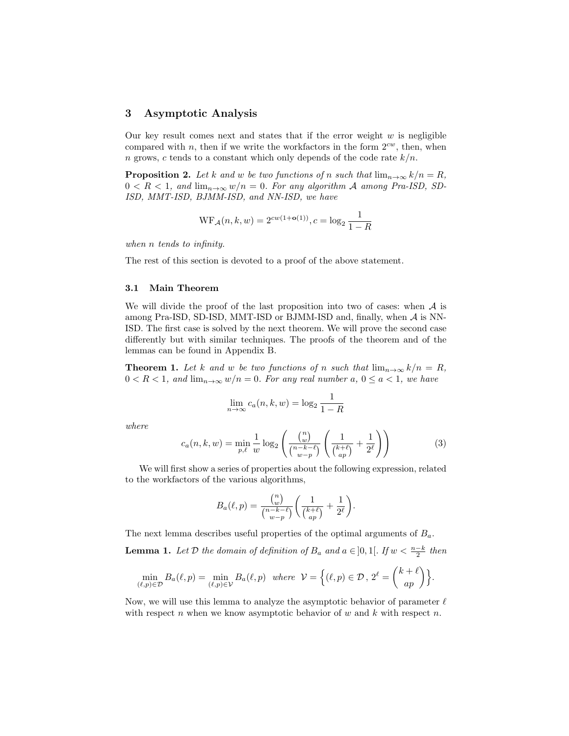## 3 Asymptotic Analysis

Our key result comes next and states that if the error weight $w$ is negligible compared with $n$, then if we write the workfactors in the form $2^{cw}$, then, when $n$ grows, $c$ tends to a constant which only depends of the code rate $k/n$.

**Proposition 2.** *Let $k$ and $w$ be two functions of $n$ such that $\lim_{n\to\infty} k/n = R$, $0 < R < 1$, and $\lim_{n\to\infty} w/n = 0$. For any algorithm $\mathcal{A}$ among Pra-ISD, SD-ISD, MMT-ISD, BJMM-ISD, and NN-ISD, we have*

$$\mathrm{WF}_{\mathcal{A}}(n,k,w) = 2^{cw(1+\mathbf{o}(1))}, c = \log_2 \frac{1}{1-R}$$

*when $n$ tends to infinity.*

The rest of this section is devoted to a proof of the above statement.

### 3.1 Main Theorem

We will divide the proof of the last proposition into two of cases: when $\mathcal{A}$ is among Pra-ISD, SD-ISD, MMT-ISD or BJMM-ISD and, finally, when $\mathcal{A}$ is NN-ISD. The first case is solved by the next theorem. We will prove the second case differently but with similar techniques. The proofs of the theorem and of the lemmas can be found in Appendix B.

**Theorem 1.** *Let $k$ and $w$ be two functions of $n$ such that $\lim_{n\to\infty} k/n = R$, $0 < R < 1$, and $\lim_{n\to\infty} w/n = 0$. For any real number $a$, $0 \le a < 1$, we have*

$$\lim_{n\to\infty} c_a(n,k,w) = \log_2 \frac{1}{1-R}$$

*where*

$$c_a(n,k,w) = \min_{p,\ell} \frac{1}{w} \log_2 \left( \frac{\binom{n}{w}}{\binom{n-k-\ell}{w-p}} \left( \frac{1}{\binom{k+\ell}{ap}} + \frac{1}{2^\ell} \right) \right) \tag{3}$$

We will first show a series of properties about the following expression, related to the workfactors of the various algorithms,

$$B_a(\ell,p) = \frac{\binom{n}{w}}{\binom{n-k-\ell}{w-p}} \left( \frac{1}{\binom{k+\ell}{ap}} + \frac{1}{2^\ell} \right).$$

The next lemma describes useful properties of the optimal arguments of $B_a$.

**Lemma 1.** *Let $\mathcal{D}$ the domain of definition of $B_a$ and $a \in ]0,1[$. If $w < \frac{n-k}{2}$ then*

$$\min_{(\ell,p)\in\mathcal{D}} B_a(\ell,p) = \min_{(\ell,p)\in\mathcal{V}} B_a(\ell,p) \ \text{ where } \ \mathcal{V} = \left\{ (\ell,p) \in \mathcal{D} \,,\, 2^\ell = \binom{k+\ell}{ap} \right\}.$$

Now, we will use this lemma to analyze the asymptotic behavior of parameter $\ell$ with respect $n$ when we know asymptotic behavior of $w$ and $k$ with respect $n$.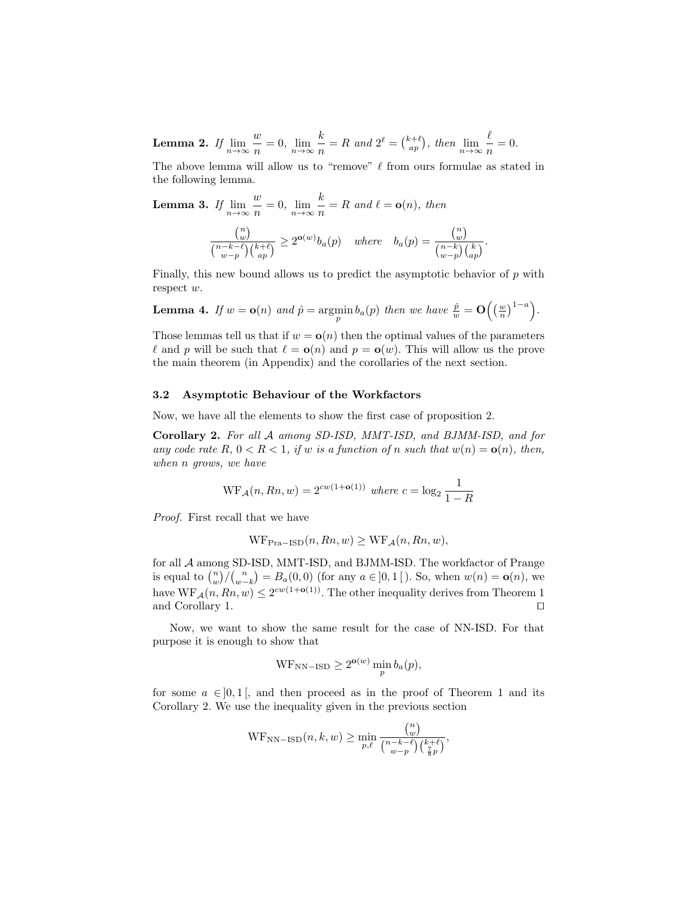**Lemma 2.** *If* $\lim_{n\to\infty} \frac{w}{n} = 0$, $\lim_{n\to\infty} \frac{k}{n} = R$ *and* $2^\ell = \binom{k+\ell}{ap}$, *then* $\lim_{n\to\infty} \frac{\ell}{n} = 0$.

The above lemma will allow us to "remove" $\ell$ from ours formulae as stated in the following lemma.

**Lemma 3.** *If* $\lim_{n\to\infty} \frac{w}{n} = 0$, $\lim_{n\to\infty} \frac{k}{n} = R$ *and* $\ell = \mathbf{o}(n)$, *then*

$$\frac{\binom{n}{w}}{\binom{n-k-\ell}{w-p}\binom{k+\ell}{ap}} \geq 2^{\mathbf{o}(w)} b_a(p) \quad \text{where} \quad b_a(p) = \frac{\binom{n}{w}}{\binom{n-k}{w-p}\binom{k}{ap}}.$$

Finally, this new bound allows us to predict the asymptotic behavior of $p$ with respect $w$.

**Lemma 4.** *If* $w = \mathbf{o}(n)$ *and* $\hat{p} = \operatorname{argmin}_p b_a(p)$ *then we have* $\frac{\hat{p}}{w} = \mathbf{O}\left(\left(\frac{w}{n}\right)^{1-a}\right)$.

Those lemmas tell us that if $w = \mathbf{o}(n)$ then the optimal values of the parameters $\ell$ and $p$ will be such that $\ell = \mathbf{o}(n)$ and $p = \mathbf{o}(w)$. This will allow us the prove the main theorem (in Appendix) and the corollaries of the next section.

### 3.2 Asymptotic Behaviour of the Workfactors

Now, we have all the elements to show the first case of proposition 2.

**Corollary 2.** *For all $\mathcal{A}$ among SD-ISD, MMT-ISD, and BJMM-ISD, and for any code rate $R$, $0 < R < 1$, if $w$ is a function of $n$ such that $w(n) = \mathbf{o}(n)$, then, when $n$ grows, we have*

$$\mathrm{WF}_{\mathcal{A}}(n, Rn, w) = 2^{cw(1+\mathbf{o}(1))} \text{ where } c = \log_2 \frac{1}{1-R}$$

*Proof.* First recall that we have

$$\mathrm{WF}_{\mathrm{Pra-ISD}}(n, Rn, w) \geq \mathrm{WF}_{\mathcal{A}}(n, Rn, w),$$

for all $\mathcal{A}$ among SD-ISD, MMT-ISD, and BJMM-ISD. The workfactor of Prange is equal to $\binom{n}{w}/\binom{n}{w-k} = B_a(0,0)$ (for any $a \in ]0,1[$ ). So, when $w(n) = \mathbf{o}(n)$, we have $\mathrm{WF}_{\mathcal{A}}(n, Rn, w) \leq 2^{cw(1+\mathbf{o}(1))}$. The other inequality derives from Theorem 1 and Corollary 1. ◻

Now, we want to show the same result for the case of NN-ISD. For that purpose it is enough to show that

$$\mathrm{WF}_{\mathrm{NN-ISD}} \geq 2^{\mathbf{o}(w)} \min_p b_a(p),$$

for some $a \in ]0,1[$, and then proceed as in the proof of Theorem 1 and its Corollary 2. We use the inequality given in the previous section

$$\mathrm{WF}_{\mathrm{NN-ISD}}(n, k, w) \geq \min_{p,\ell} \frac{\binom{n}{w}}{\binom{n-k-\ell}{w-p}\binom{k+\ell}{\frac{7}{8}p}},$$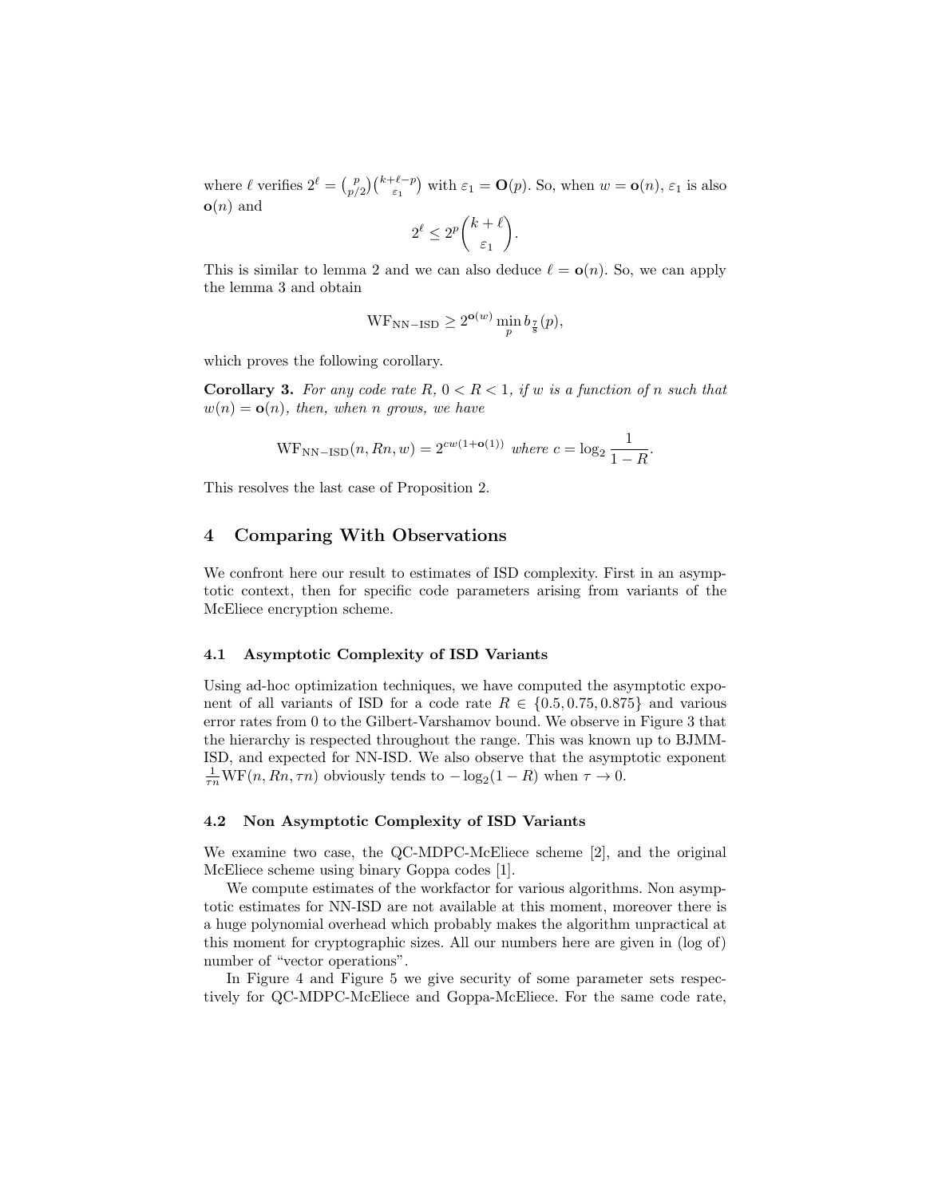where $\ell$ verifies $2^\ell = \binom{p}{p/2}\binom{k+\ell-p}{\varepsilon_1}$ with $\varepsilon_1 = \mathbf{O}(p)$. So, when $w = \mathbf{o}(n)$, $\varepsilon_1$ is also $\mathbf{o}(n)$ and

$$2^\ell \leq 2^p \binom{k+\ell}{\varepsilon_1}.$$

This is similar to lemma 2 and we can also deduce $\ell = \mathbf{o}(n)$. So, we can apply the lemma 3 and obtain

$$\mathrm{WF}_{\mathrm{NN-ISD}} \geq 2^{\mathbf{o}(w)} \min_p b_{\frac{7}{8}}(p),$$

which proves the following corollary.

**Corollary 3.** *For any code rate $R$, $0 < R < 1$, if $w$ is a function of $n$ such that $w(n) = \mathbf{o}(n)$, then, when $n$ grows, we have*

$$\mathrm{WF}_{\mathrm{NN-ISD}}(n, Rn, w) = 2^{cw(1+\mathbf{o}(1))} \textit{ where } c = \log_2 \frac{1}{1-R}.$$

This resolves the last case of Proposition 2.

## 4 Comparing With Observations

We confront here our result to estimates of ISD complexity. First in an asymptotic context, then for specific code parameters arising from variants of the McEliece encryption scheme.

### 4.1 Asymptotic Complexity of ISD Variants

Using ad-hoc optimization techniques, we have computed the asymptotic exponent of all variants of ISD for a code rate $R \in \{0.5, 0.75, 0.875\}$ and various error rates from 0 to the Gilbert-Varshamov bound. We observe in Figure 3 that the hierarchy is respected throughout the range. This was known up to BJMM-ISD, and expected for NN-ISD. We also observe that the asymptotic exponent $\frac{1}{\tau n}\mathrm{WF}(n, Rn, \tau n)$ obviously tends to $-\log_2(1-R)$ when $\tau \to 0$.

### 4.2 Non Asymptotic Complexity of ISD Variants

We examine two case, the QC-MDPC-McEliece scheme [2], and the original McEliece scheme using binary Goppa codes [1].

We compute estimates of the workfactor for various algorithms. Non asymptotic estimates for NN-ISD are not available at this moment, moreover there is a huge polynomial overhead which probably makes the algorithm unpractical at this moment for cryptographic sizes. All our numbers here are given in (log of) number of "vector operations".

In Figure 4 and Figure 5 we give security of some parameter sets respectively for QC-MDPC-McEliece and Goppa-McEliece. For the same code rate,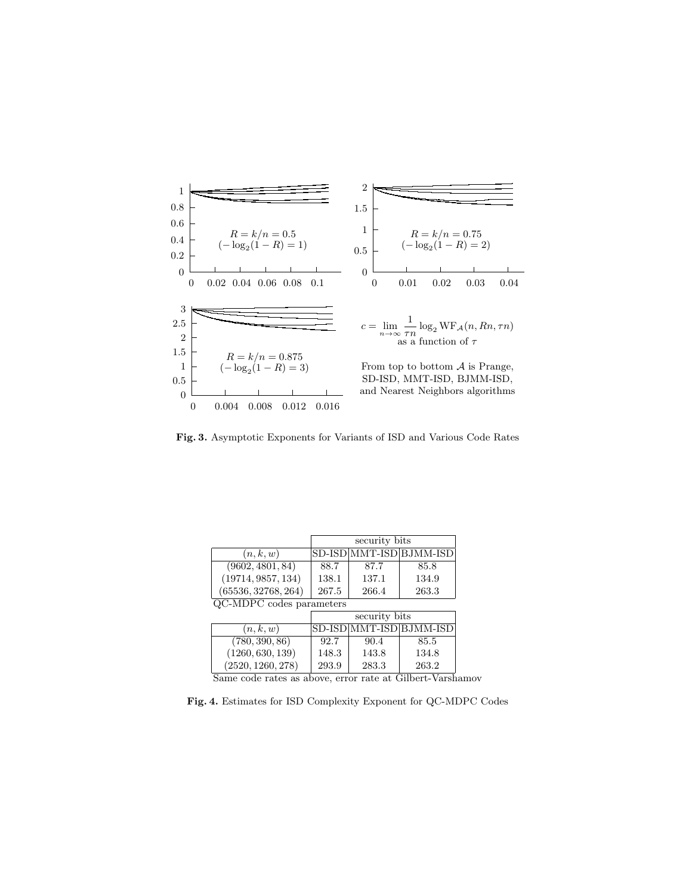$R = k/n = 0.5$
$(-\log_2(1-R) = 1)$

$R = k/n = 0.75$
$(-\log_2(1-R) = 2)$

$R = k/n = 0.875$
$(-\log_2(1-R) = 3)$

$$c = \lim_{n\to\infty} \frac{1}{\tau n} \log_2 \mathrm{WF}_{\mathcal{A}}(n, Rn, \tau n)$$
as a function of $\tau$

From top to bottom $\mathcal{A}$ is Prange, SD-ISD, MMT-ISD, BJMM-ISD, and Nearest Neighbors algorithms

**Fig. 3.** Asymptotic Exponents for Variants of ISD and Various Code Rates

| | security bits | | |
|---|---|---|---|
| $(n, k, w)$ | SD-ISD | MMT-ISD | BJMM-ISD |
| $(9602, 4801, 84)$ | 88.7 | 87.7 | 85.8 |
| $(19714, 9857, 134)$ | 138.1 | 137.1 | 134.9 |
| $(65536, 32768, 264)$ | 267.5 | 266.4 | 263.3 |

QC-MDPC codes parameters

| | security bits | | |
|---|---|---|---|
| $(n, k, w)$ | SD-ISD | MMT-ISD | BJMM-ISD |
| $(780, 390, 86)$ | 92.7 | 90.4 | 85.5 |
| $(1260, 630, 139)$ | 148.3 | 143.8 | 134.8 |
| $(2520, 1260, 278)$ | 293.9 | 283.3 | 263.2 |

Same code rates as above, error rate at Gilbert-Varshamov

**Fig. 4.** Estimates for ISD Complexity Exponent for QC-MDPC Codes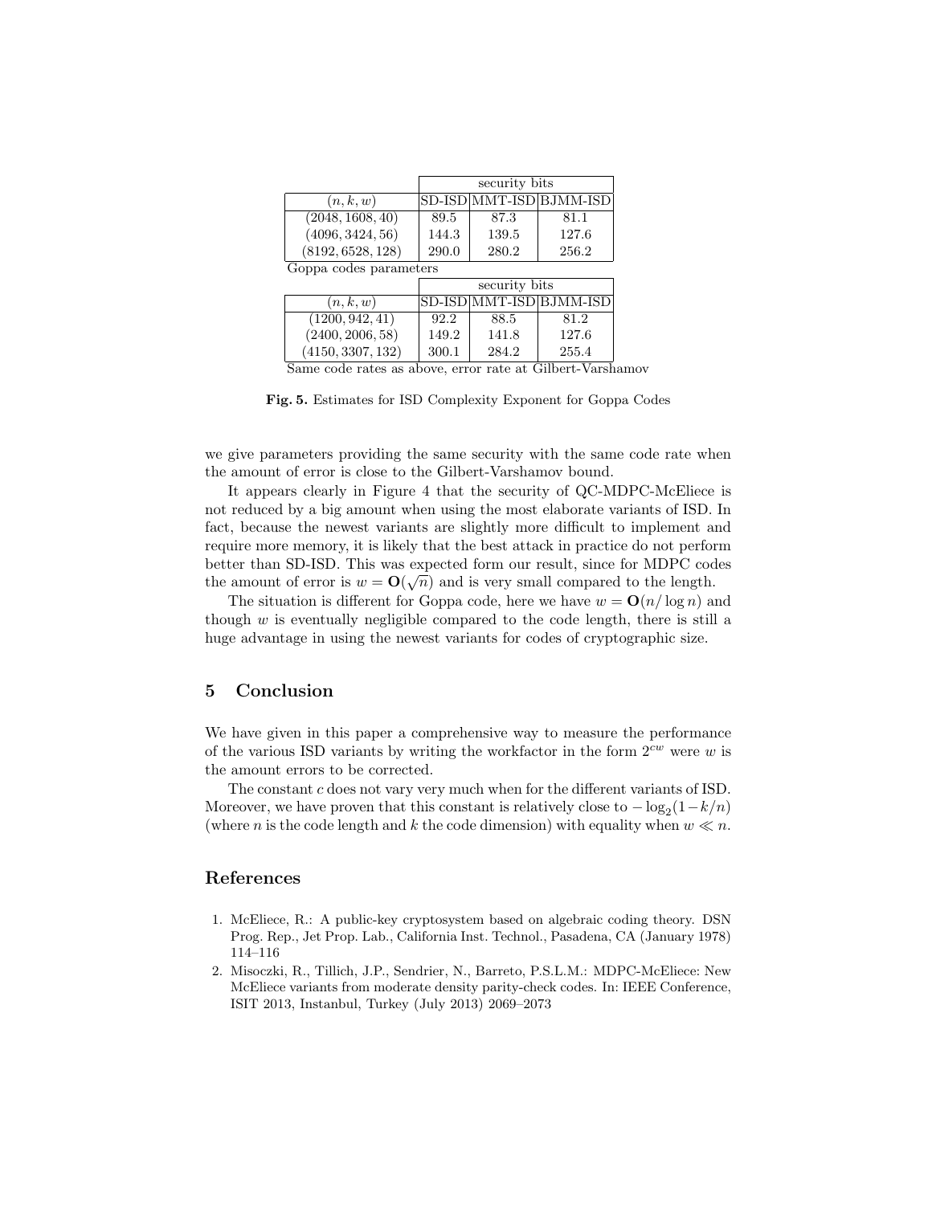| $(n, k, w)$ | security bits | | |
|---|---|---|---|
| | SD-ISD | MMT-ISD | BJMM-ISD |
| $(2048, 1608, 40)$ | 89.5 | 87.3 | 81.1 |
| $(4096, 3424, 56)$ | 144.3 | 139.5 | 127.6 |
| $(8192, 6528, 128)$ | 290.0 | 280.2 | 256.2 |

Goppa codes parameters

| $(n, k, w)$ | security bits | | |
|---|---|---|---|
| | SD-ISD | MMT-ISD | BJMM-ISD |
| $(1200, 942, 41)$ | 92.2 | 88.5 | 81.2 |
| $(2400, 2006, 58)$ | 149.2 | 141.8 | 127.6 |
| $(4150, 3307, 132)$ | 300.1 | 284.2 | 255.4 |

Same code rates as above, error rate at Gilbert-Varshamov

**Fig. 5.** Estimates for ISD Complexity Exponent for Goppa Codes

we give parameters providing the same security with the same code rate when the amount of error is close to the Gilbert-Varshamov bound.

It appears clearly in Figure 4 that the security of QC-MDPC-McEliece is not reduced by a big amount when using the most elaborate variants of ISD. In fact, because the newest variants are slightly more difficult to implement and require more memory, it is likely that the best attack in practice do not perform better than SD-ISD. This was expected form our result, since for MDPC codes the amount of error is $w = \mathbf{O}(\sqrt{n})$ and is very small compared to the length.

The situation is different for Goppa code, here we have $w = \mathbf{O}(n/\log n)$ and though $w$ is eventually negligible compared to the code length, there is still a huge advantage in using the newest variants for codes of cryptographic size.

## 5 Conclusion

We have given in this paper a comprehensive way to measure the performance of the various ISD variants by writing the workfactor in the form $2^{cw}$ were $w$ is the amount errors to be corrected.

The constant $c$ does not vary very much when for the different variants of ISD. Moreover, we have proven that this constant is relatively close to $-\log_2(1-k/n)$ (where $n$ is the code length and $k$ the code dimension) with equality when $w \ll n$.

## References

1. McEliece, R.: A public-key cryptosystem based on algebraic coding theory. DSN Prog. Rep., Jet Prop. Lab., California Inst. Technol., Pasadena, CA (January 1978) 114–116
2. Misoczki, R., Tillich, J.P., Sendrier, N., Barreto, P.S.L.M.: MDPC-McEliece: New McEliece variants from moderate density parity-check codes. In: IEEE Conference, ISIT 2013, Instanbul, Turkey (July 2013) 2069–2073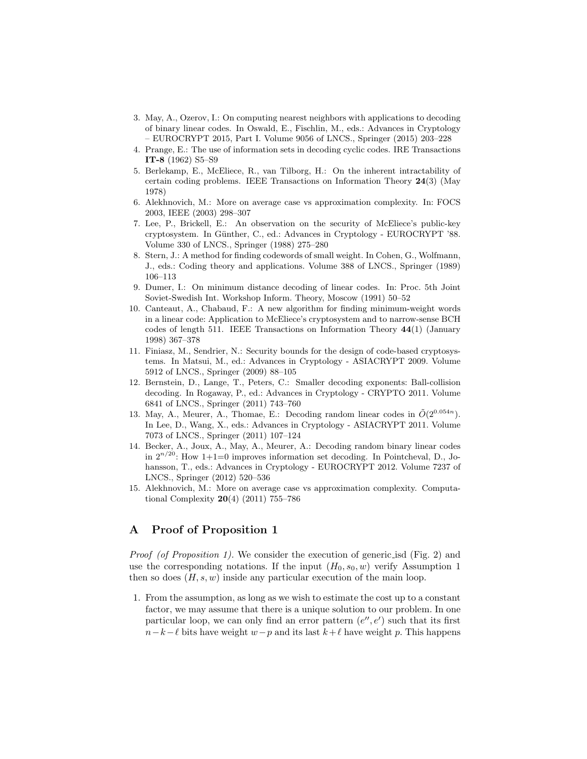3. May, A., Ozerov, I.: On computing nearest neighbors with applications to decoding of binary linear codes. In Oswald, E., Fischlin, M., eds.: Advances in Cryptology – EUROCRYPT 2015, Part I. Volume 9056 of LNCS., Springer (2015) 203–228
4. Prange, E.: The use of information sets in decoding cyclic codes. IRE Transactions **IT-8** (1962) S5–S9
5. Berlekamp, E., McEliece, R., van Tilborg, H.: On the inherent intractability of certain coding problems. IEEE Transactions on Information Theory **24**(3) (May 1978)
6. Alekhnovich, M.: More on average case vs approximation complexity. In: FOCS 2003, IEEE (2003) 298–307
7. Lee, P., Brickell, E.: An observation on the security of McEliece's public-key cryptosystem. In Günther, C., ed.: Advances in Cryptology - EUROCRYPT '88. Volume 330 of LNCS., Springer (1988) 275–280
8. Stern, J.: A method for finding codewords of small weight. In Cohen, G., Wolfmann, J., eds.: Coding theory and applications. Volume 388 of LNCS., Springer (1989) 106–113
9. Dumer, I.: On minimum distance decoding of linear codes. In: Proc. 5th Joint Soviet-Swedish Int. Workshop Inform. Theory, Moscow (1991) 50–52
10. Canteaut, A., Chabaud, F.: A new algorithm for finding minimum-weight words in a linear code: Application to McEliece's cryptosystem and to narrow-sense BCH codes of length 511. IEEE Transactions on Information Theory **44**(1) (January 1998) 367–378
11. Finiasz, M., Sendrier, N.: Security bounds for the design of code-based cryptosystems. In Matsui, M., ed.: Advances in Cryptology - ASIACRYPT 2009. Volume 5912 of LNCS., Springer (2009) 88–105
12. Bernstein, D., Lange, T., Peters, C.: Smaller decoding exponents: Ball-collision decoding. In Rogaway, P., ed.: Advances in Cryptology - CRYPTO 2011. Volume 6841 of LNCS., Springer (2011) 743–760
13. May, A., Meurer, A., Thomae, E.: Decoding random linear codes in $\tilde{O}(2^{0.054n})$. In Lee, D., Wang, X., eds.: Advances in Cryptology - ASIACRYPT 2011. Volume 7073 of LNCS., Springer (2011) 107–124
14. Becker, A., Joux, A., May, A., Meurer, A.: Decoding random binary linear codes in $2^{n/20}$: How 1+1=0 improves information set decoding. In Pointcheval, D., Johansson, T., eds.: Advances in Cryptology - EUROCRYPT 2012. Volume 7237 of LNCS., Springer (2012) 520–536
15. Alekhnovich, M.: More on average case vs approximation complexity. Computational Complexity **20**(4) (2011) 755–786

## A Proof of Proposition 1

*Proof (of Proposition 1).* We consider the execution of generic_isd (Fig. 2) and use the corresponding notations. If the input $(H_0, s_0, w)$ verify Assumption 1 then so does $(H, s, w)$ inside any particular execution of the main loop.

1. From the assumption, as long as we wish to estimate the cost up to a constant factor, we may assume that there is a unique solution to our problem. In one particular loop, we can only find an error pattern $(e'', e')$ such that its first $n-k-\ell$ bits have weight $w-p$ and its last $k+\ell$ have weight $p$. This happens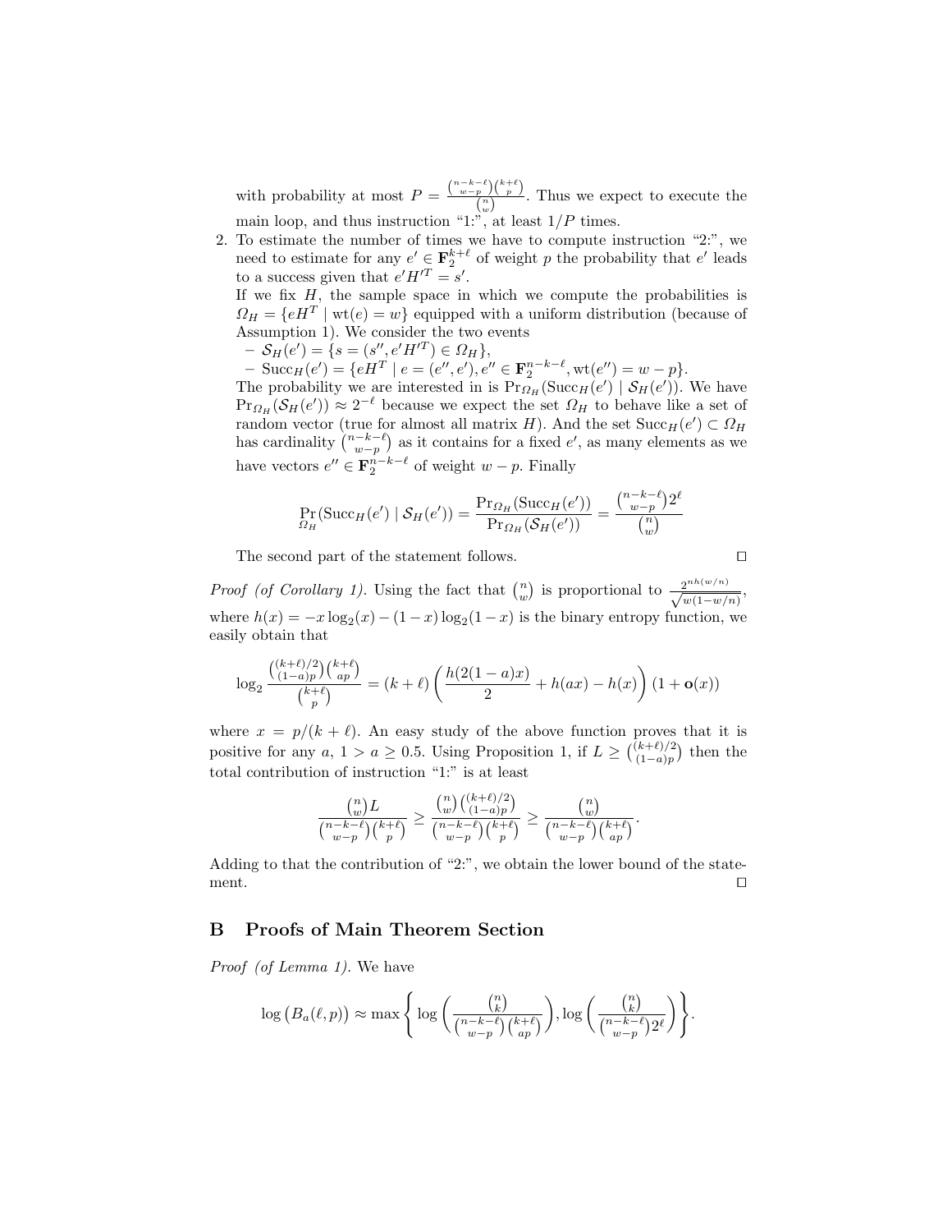with probability at most $P = \frac{\binom{n-k-\ell}{w-p}\binom{k+\ell}{p}}{\binom{n}{w}}$. Thus we expect to execute the main loop, and thus instruction "1:", at least $1/P$ times.

2. To estimate the number of times we have to compute instruction "2:", we need to estimate for any $e' \in \mathbf{F}_2^{k+\ell}$ of weight $p$ the probability that $e'$ leads to a success given that $e'H'^T = s'$.

   If we fix $H$, the sample space in which we compute the probabilities is $\Omega_H = \{eH^T \mid \mathrm{wt}(e) = w\}$ equipped with a uniform distribution (because of Assumption 1). We consider the two events

   – $\mathcal{S}_H(e') = \{s = (s'', e'H'^T) \in \Omega_H\}$,

   – $\mathrm{Succ}_H(e') = \{eH^T \mid e = (e'', e'), e'' \in \mathbf{F}_2^{n-k-\ell}, \mathrm{wt}(e'') = w - p\}$.

   The probability we are interested in is $\Pr_{\Omega_H}(\mathrm{Succ}_H(e') \mid \mathcal{S}_H(e'))$. We have $\Pr_{\Omega_H}(\mathcal{S}_H(e')) \approx 2^{-\ell}$ because we expect the set $\Omega_H$ to behave like a set of random vector (true for almost all matrix $H$). And the set $\mathrm{Succ}_H(e') \subset \Omega_H$ has cardinality $\binom{n-k-\ell}{w-p}$ as it contains for a fixed $e'$, as many elements as we have vectors $e'' \in \mathbf{F}_2^{n-k-\ell}$ of weight $w - p$. Finally

$$\Pr_{\Omega_H}(\mathrm{Succ}_H(e') \mid \mathcal{S}_H(e')) = \frac{\Pr_{\Omega_H}(\mathrm{Succ}_H(e'))}{\Pr_{\Omega_H}(\mathcal{S}_H(e'))} = \frac{\binom{n-k-\ell}{w-p}2^\ell}{\binom{n}{w}}$$

   The second part of the statement follows. □

*Proof (of Corollary 1).* Using the fact that $\binom{n}{w}$ is proportional to $\frac{2^{nh(w/n)}}{\sqrt{w(1-w/n)}}$, where $h(x) = -x\log_2(x) - (1-x)\log_2(1-x)$ is the binary entropy function, we easily obtain that

$$\log_2 \frac{\binom{(k+\ell)/2}{(1-a)p}\binom{k+\ell}{ap}}{\binom{k+\ell}{p}} = (k+\ell)\left(\frac{h(2(1-a)x)}{2} + h(ax) - h(x)\right)(1 + \mathbf{o}(x))$$

where $x = p/(k+\ell)$. An easy study of the above function proves that it is positive for any $a$, $1 > a \geq 0.5$. Using Proposition 1, if $L \geq \binom{(k+\ell)/2}{(1-a)p}$ then the total contribution of instruction "1:" is at least

$$\frac{\binom{n}{w}L}{\binom{n-k-\ell}{w-p}\binom{k+\ell}{p}} \geq \frac{\binom{n}{w}\binom{(k+\ell)/2}{(1-a)p}}{\binom{n-k-\ell}{w-p}\binom{k+\ell}{p}} \geq \frac{\binom{n}{w}}{\binom{n-k-\ell}{w-p}\binom{k+\ell}{ap}}.$$

Adding to that the contribution of "2:", we obtain the lower bound of the statement. □

## B Proofs of Main Theorem Section

*Proof (of Lemma 1).* We have

$$\log\left(B_a(\ell,p)\right) \approx \max\left\{\log\left(\frac{\binom{n}{k}}{\binom{n-k-\ell}{w-p}\binom{k+\ell}{ap}}\right), \log\left(\frac{\binom{n}{k}}{\binom{n-k-\ell}{w-p}2^\ell}\right)\right\}.$$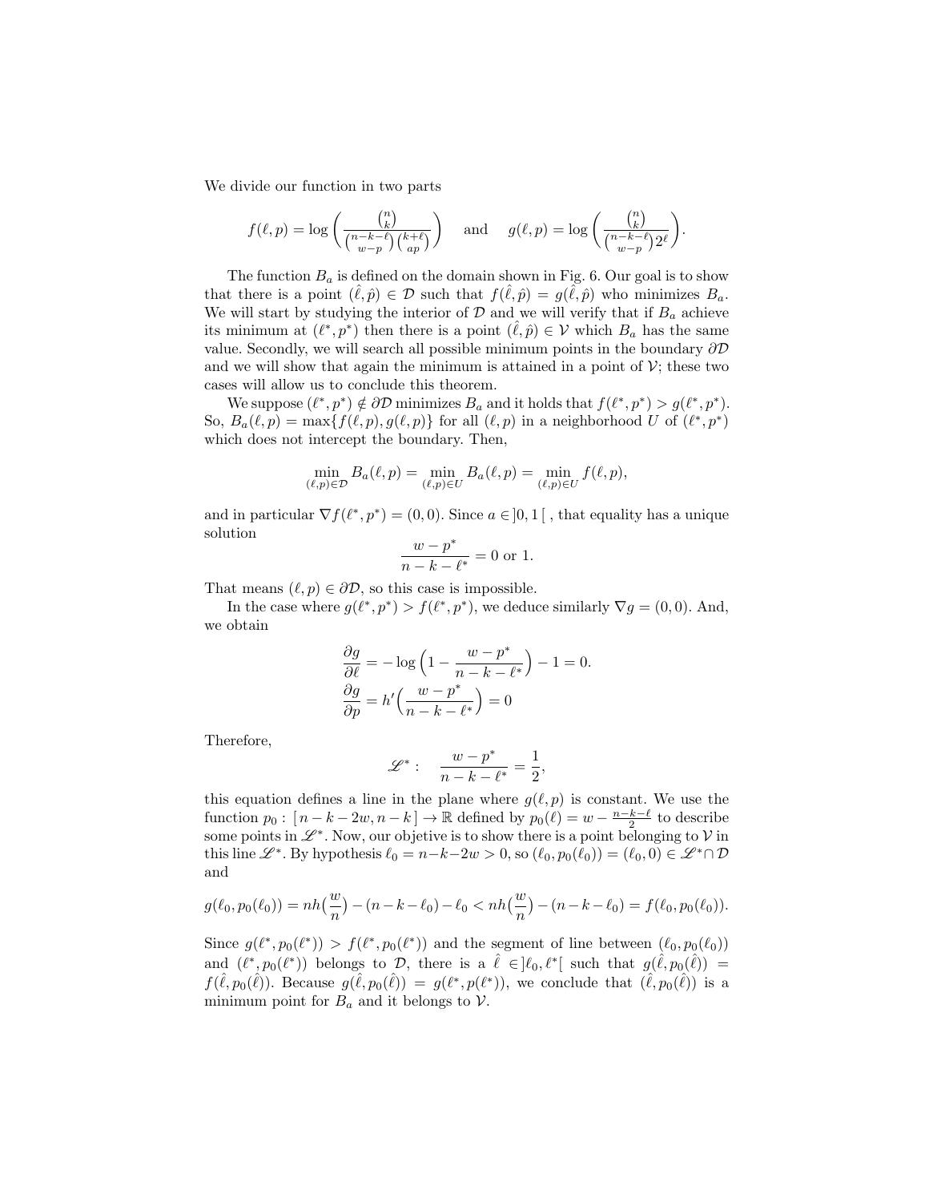We divide our function in two parts

$$f(\ell,p) = \log\left(\frac{\binom{n}{k}}{\binom{n-k-\ell}{w-p}\binom{k+\ell}{ap}}\right) \quad \text{and} \quad g(\ell,p) = \log\left(\frac{\binom{n}{k}}{\binom{n-k-\ell}{w-p}2^{\ell}}\right).$$

The function $B_a$ is defined on the domain shown in Fig. 6. Our goal is to show that there is a point $(\hat{\ell},\hat{p}) \in \mathcal{D}$ such that $f(\hat{\ell},\hat{p}) = g(\hat{\ell},\hat{p})$ who minimizes $B_a$. We will start by studying the interior of $\mathcal{D}$ and we will verify that if $B_a$ achieve its minimum at $(\ell^*,p^*)$ then there is a point $(\hat{\ell},\hat{p}) \in \mathcal{V}$ which $B_a$ has the same value. Secondly, we will search all possible minimum points in the boundary $\partial\mathcal{D}$ and we will show that again the minimum is attained in a point of $\mathcal{V}$; these two cases will allow us to conclude this theorem.

We suppose $(\ell^*,p^*) \notin \partial\mathcal{D}$ minimizes $B_a$ and it holds that $f(\ell^*,p^*) > g(\ell^*,p^*)$. So, $B_a(\ell,p) = \max\{f(\ell,p), g(\ell,p)\}$ for all $(\ell,p)$ in a neighborhood $U$ of $(\ell^*,p^*)$ which does not intercept the boundary. Then,

$$\min_{(\ell,p)\in\mathcal{D}} B_a(\ell,p) = \min_{(\ell,p)\in U} B_a(\ell,p) = \min_{(\ell,p)\in U} f(\ell,p),$$

and in particular $\nabla f(\ell^*,p^*) = (0,0)$. Since $a \in \,]0,1[$ , that equality has a unique solution

$$\frac{w-p^*}{n-k-\ell^*} = 0 \text{ or } 1.$$

That means $(\ell,p) \in \partial\mathcal{D}$, so this case is impossible.

In the case where $g(\ell^*,p^*) > f(\ell^*,p^*)$, we deduce similarly $\nabla g = (0,0)$. And, we obtain

$$\frac{\partial g}{\partial \ell} = -\log\left(1 - \frac{w-p^*}{n-k-\ell^*}\right) - 1 = 0.$$
$$\frac{\partial g}{\partial p} = h'\left(\frac{w-p^*}{n-k-\ell^*}\right) = 0$$

Therefore,

$$\mathscr{L}^*: \quad \frac{w-p^*}{n-k-\ell^*} = \frac{1}{2},$$

this equation defines a line in the plane where $g(\ell,p)$ is constant. We use the function $p_0 : [\,n-k-2w, n-k\,] \to \mathbb{R}$ defined by $p_0(\ell) = w - \frac{n-k-\ell}{2}$ to describe some points in $\mathscr{L}^*$. Now, our objetive is to show there is a point belonging to $\mathcal{V}$ in this line $\mathscr{L}^*$. By hypothesis $\ell_0 = n-k-2w > 0$, so $(\ell_0, p_0(\ell_0)) = (\ell_0, 0) \in \mathscr{L}^* \cap \mathcal{D}$ and

$$g(\ell_0,p_0(\ell_0)) = nh\left(\frac{w}{n}\right) - (n-k-\ell_0) - \ell_0 < nh\left(\frac{w}{n}\right) - (n-k-\ell_0) = f(\ell_0,p_0(\ell_0)).$$

Since $g(\ell^*,p_0(\ell^*)) > f(\ell^*,p_0(\ell^*))$ and the segment of line between $(\ell_0,p_0(\ell_0))$ and $(\ell^*,p_0(\ell^*))$ belongs to $\mathcal{D}$, there is a $\hat{\ell} \in \,]\ell_0,\ell^*[$ such that $g(\hat{\ell},p_0(\hat{\ell})) = f(\hat{\ell},p_0(\hat{\ell}))$. Because $g(\hat{\ell},p_0(\hat{\ell})) = g(\ell^*,p(\ell^*))$, we conclude that $(\hat{\ell},p_0(\hat{\ell}))$ is a minimum point for $B_a$ and it belongs to $\mathcal{V}$.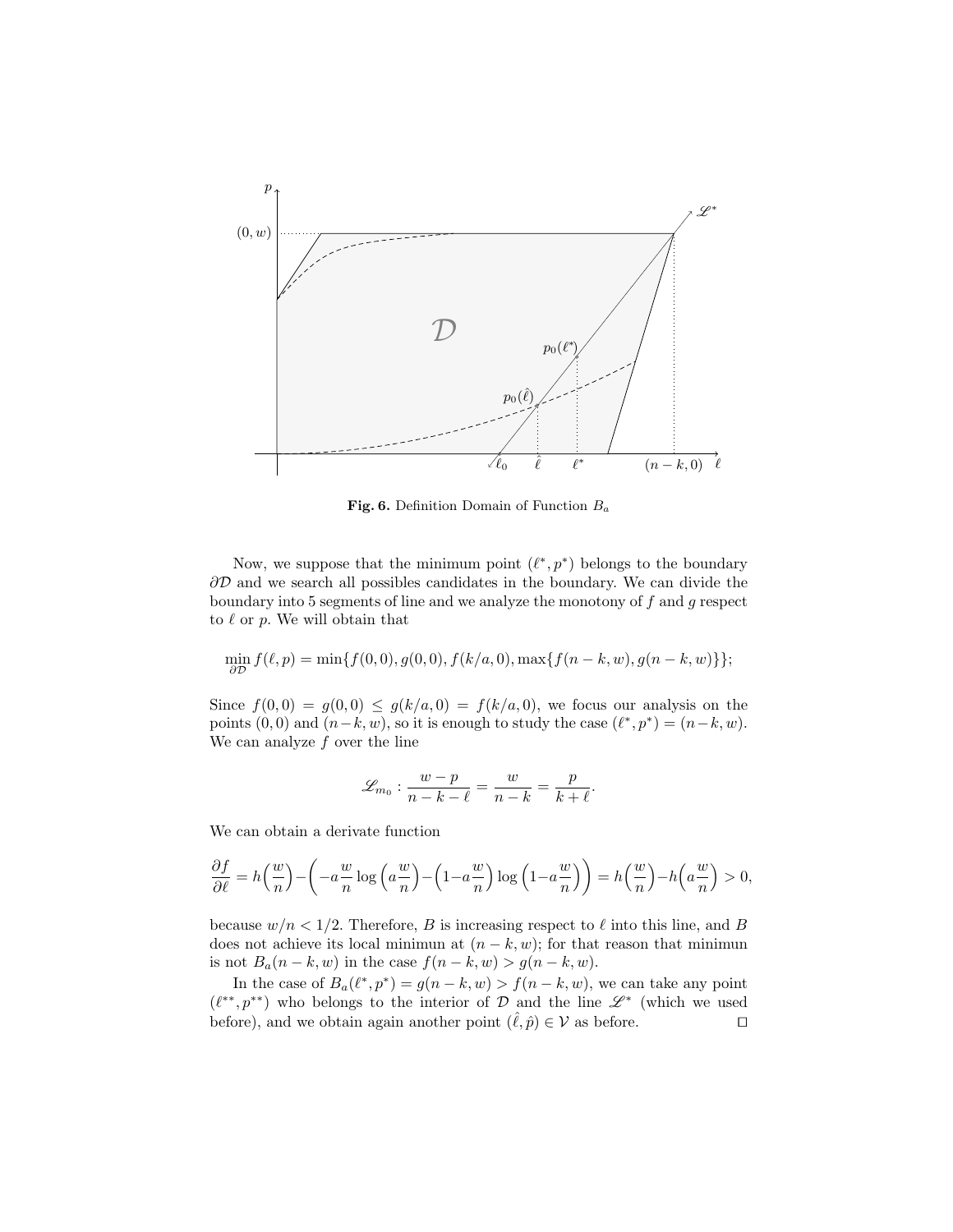**Fig. 6.** Definition Domain of Function $B_a$

Now, we suppose that the minimum point $(\ell^*, p^*)$ belongs to the boundary $\partial\mathcal{D}$ and we search all possibles candidates in the boundary. We can divide the boundary into 5 segments of line and we analyze the monotony of $f$ and $g$ respect to $\ell$ or $p$. We will obtain that

$$\min_{\partial\mathcal{D}} f(\ell, p) = \min\{f(0,0), g(0,0), f(k/a, 0), \max\{f(n-k, w), g(n-k, w)\}\};$$

Since $f(0,0) = g(0,0) \leq g(k/a, 0) = f(k/a, 0)$, we focus our analysis on the points $(0,0)$ and $(n-k, w)$, so it is enough to study the case $(\ell^*, p^*) = (n-k, w)$. We can analyze $f$ over the line

$$\mathscr{L}_{m_0} : \frac{w-p}{n-k-\ell} = \frac{w}{n-k} = \frac{p}{k+\ell}.$$

We can obtain a derivate function

$$\frac{\partial f}{\partial \ell} = h\Big(\frac{w}{n}\Big) - \Big(-a\frac{w}{n}\log\Big(a\frac{w}{n}\Big) - \Big(1-a\frac{w}{n}\Big)\log\Big(1-a\frac{w}{n}\Big)\Big) = h\Big(\frac{w}{n}\Big) - h\Big(a\frac{w}{n}\Big) > 0,$$

because $w/n < 1/2$. Therefore, $B$ is increasing respect to $\ell$ into this line, and $B$ does not achieve its local minimun at $(n-k, w)$; for that reason that minimun is not $B_a(n-k, w)$ in the case $f(n-k, w) > g(n-k, w)$.

In the case of $B_a(\ell^*, p^*) = g(n-k, w) > f(n-k, w)$, we can take any point $(\ell^{**}, p^{**})$ who belongs to the interior of $\mathcal{D}$ and the line $\mathscr{L}^*$ (which we used before), and we obtain again another point $(\hat{\ell}, \hat{p}) \in \mathcal{V}$ as before. $\square$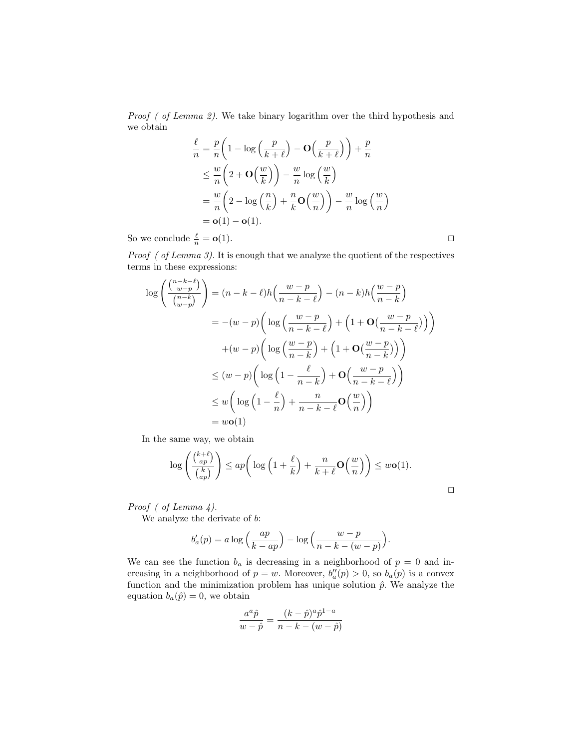*Proof ( of Lemma 2).* We take binary logarithm over the third hypothesis and we obtain

$$
\begin{aligned}
\frac{\ell}{n} &= \frac{p}{n}\Big(1 - \log\Big(\frac{p}{k+\ell}\Big) - \mathbf{O}\Big(\frac{p}{k+\ell}\Big)\Big) + \frac{p}{n} \\
&\leq \frac{w}{n}\Big(2 + \mathbf{O}\Big(\frac{w}{k}\Big)\Big) - \frac{w}{n}\log\Big(\frac{w}{k}\Big) \\
&= \frac{w}{n}\Big(2 - \log\Big(\frac{n}{k}\Big) + \frac{n}{k}\mathbf{O}\Big(\frac{w}{n}\Big)\Big) - \frac{w}{n}\log\Big(\frac{w}{n}\Big) \\
&= \mathbf{o}(1) - \mathbf{o}(1).
\end{aligned}
$$

So we conclude $\frac{\ell}{n} = \mathbf{o}(1)$. □

*Proof ( of Lemma 3).* It is enough that we analyze the quotient of the respectives terms in these expressions:

$$
\begin{aligned}
\log\left(\frac{\binom{n-k-\ell}{w-p}}{\binom{n-k}{w-p}}\right) &= (n-k-\ell)h\Big(\frac{w-p}{n-k-\ell}\Big) - (n-k)h\Big(\frac{w-p}{n-k}\Big) \\
&= -(w-p)\Big(\log\Big(\frac{w-p}{n-k-\ell}\Big) + \Big(1 + \mathbf{O}\big(\frac{w-p}{n-k-\ell}\big)\Big)\Big) \\
&\quad + (w-p)\Big(\log\Big(\frac{w-p}{n-k}\Big) + \Big(1 + \mathbf{O}\big(\frac{w-p}{n-k}\big)\Big)\Big) \\
&\leq (w-p)\Big(\log\Big(1 - \frac{\ell}{n-k}\Big) + \mathbf{O}\Big(\frac{w-p}{n-k-\ell}\Big)\Big) \\
&\leq w\Big(\log\Big(1 - \frac{\ell}{n}\Big) + \frac{n}{n-k-\ell}\mathbf{O}\Big(\frac{w}{n}\Big)\Big) \\
&= w\mathbf{o}(1)
\end{aligned}
$$

In the same way, we obtain

$$
\log\left(\frac{\binom{k+\ell}{ap}}{\binom{k}{ap}}\right) \leq ap\Big(\log\Big(1 + \frac{\ell}{k}\Big) + \frac{n}{k+\ell}\mathbf{O}\Big(\frac{w}{n}\Big)\Big) \leq w\mathbf{o}(1).
$$

□

*Proof ( of Lemma 4).*

We analyze the derivate of $b$:

$$
b_a'(p) = a\log\Big(\frac{ap}{k-ap}\Big) - \log\Big(\frac{w-p}{n-k-(w-p)}\Big).
$$

We can see the function $b_a$ is decreasing in a neighborhood of $p = 0$ and increasing in a neighborhood of $p = w$. Moreover, $b_a''(p) > 0$, so $b_a(p)$ is a convex function and the minimization problem has unique solution $\hat{p}$. We analyze the equation $b_a(\hat{p}) = 0$, we obtain

$$
\frac{a^a\hat{p}}{w-\hat{p}} = \frac{(k-\hat{p})^a\hat{p}^{1-a}}{n-k-(w-\hat{p})}
$$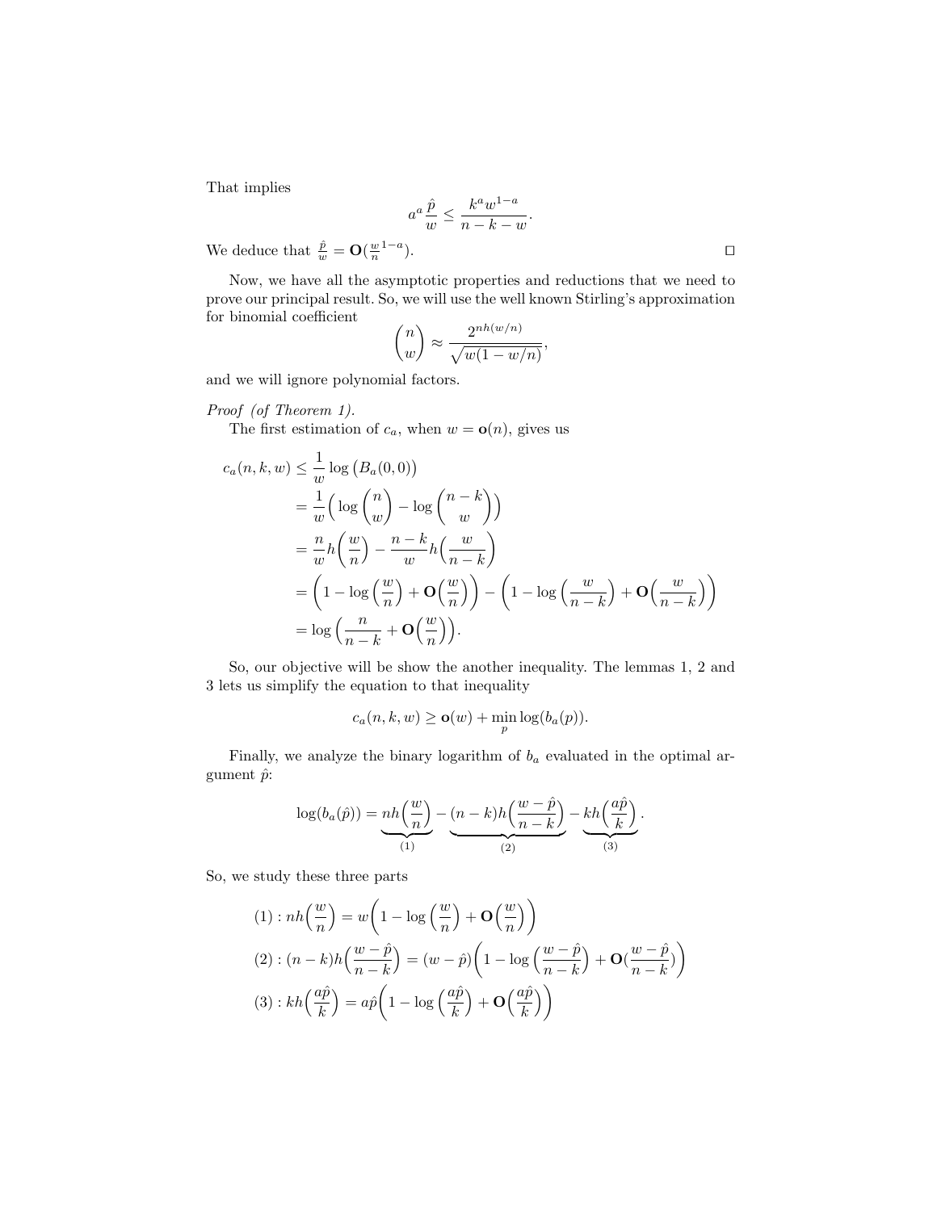That implies

$$a^a \frac{\hat{p}}{w} \leq \frac{k^a w^{1-a}}{n-k-w}.$$

We deduce that $\frac{\hat{p}}{w} = \mathbf{O}(\frac{w}{n}^{1-a})$. □

Now, we have all the asymptotic properties and reductions that we need to prove our principal result. So, we will use the well known Stirling's approximation for binomial coefficient

$$\binom{n}{w} \approx \frac{2^{nh(w/n)}}{\sqrt{w(1-w/n)}},$$

and we will ignore polynomial factors.

*Proof (of Theorem 1).*
The first estimation of $c_a$, when $w = \mathbf{o}(n)$, gives us

$$\begin{aligned}
c_a(n,k,w) &\leq \frac{1}{w}\log\big(B_a(0,0)\big) \\
&= \frac{1}{w}\Big(\log\binom{n}{w} - \log\binom{n-k}{w}\Big) \\
&= \frac{n}{w}h\Big(\frac{w}{n}\Big) - \frac{n-k}{w}h\Big(\frac{w}{n-k}\Big) \\
&= \Big(1 - \log\Big(\frac{w}{n}\Big) + \mathbf{O}\Big(\frac{w}{n}\Big)\Big) - \Big(1 - \log\Big(\frac{w}{n-k}\Big) + \mathbf{O}\Big(\frac{w}{n-k}\Big)\Big) \\
&= \log\Big(\frac{n}{n-k} + \mathbf{O}\Big(\frac{w}{n}\Big)\Big).
\end{aligned}$$

So, our objective will be show the another inequality. The lemmas 1, 2 and 3 lets us simplify the equation to that inequality

$$c_a(n,k,w) \geq \mathbf{o}(w) + \min_p \log(b_a(p)).$$

Finally, we analyze the binary logarithm of $b_a$ evaluated in the optimal argument $\hat{p}$:

$$\log(b_a(\hat{p})) = \underbrace{nh\Big(\frac{w}{n}\Big)}_{(1)} - \underbrace{(n-k)h\Big(\frac{w-\hat{p}}{n-k}\Big)}_{(2)} - \underbrace{kh\Big(\frac{a\hat{p}}{k}\Big)}_{(3)}.$$

So, we study these three parts

$$\begin{aligned}
(1) &: nh\Big(\frac{w}{n}\Big) = w\Big(1 - \log\Big(\frac{w}{n}\Big) + \mathbf{O}\Big(\frac{w}{n}\Big)\Big) \\
(2) &: (n-k)h\Big(\frac{w-\hat{p}}{n-k}\Big) = (w-\hat{p})\Big(1 - \log\Big(\frac{w-\hat{p}}{n-k}\Big) + \mathbf{O}(\frac{w-\hat{p}}{n-k})\Big) \\
(3) &: kh\Big(\frac{a\hat{p}}{k}\Big) = a\hat{p}\Big(1 - \log\Big(\frac{a\hat{p}}{k}\Big) + \mathbf{O}\Big(\frac{a\hat{p}}{k}\Big)\Big)
\end{aligned}$$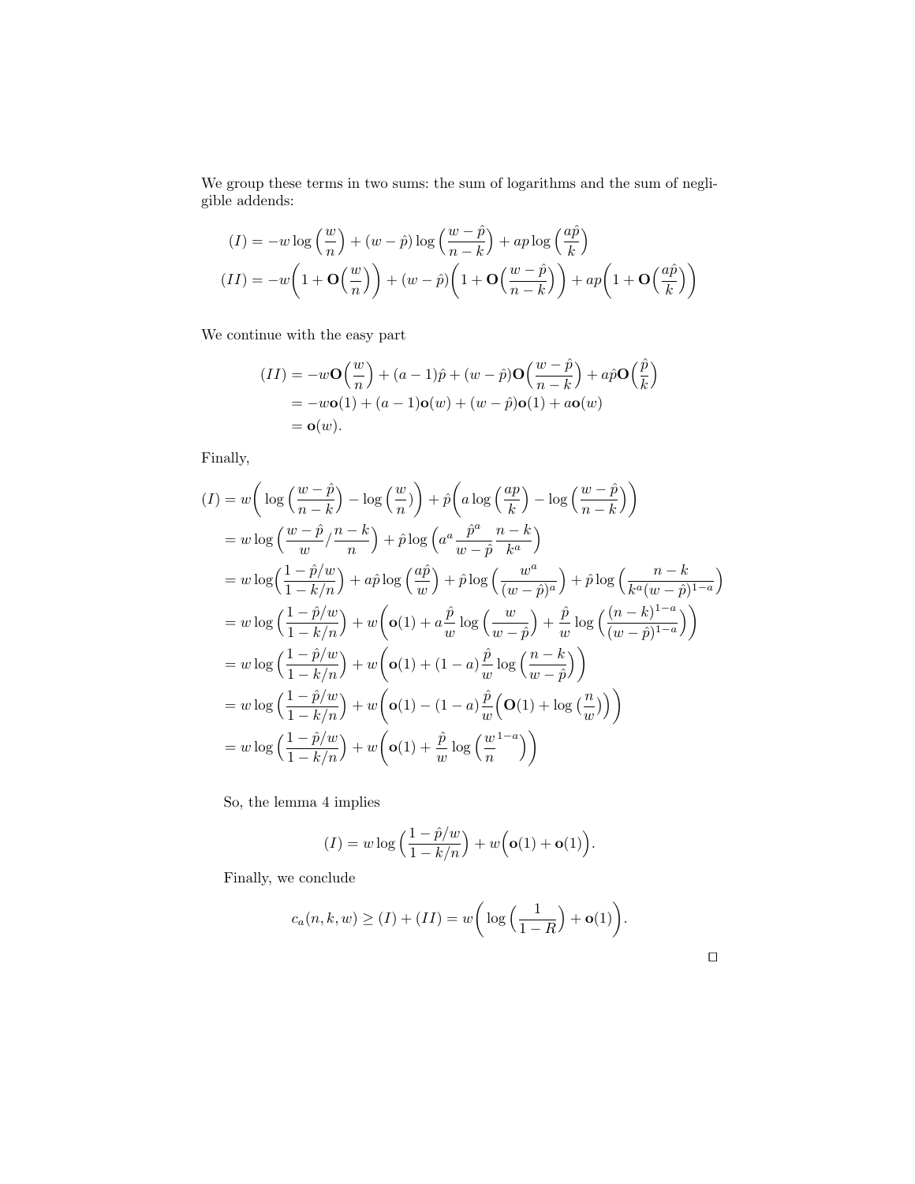We group these terms in two sums: the sum of logarithms and the sum of negligible addends:

$$
\begin{aligned}
(I) &= -w \log\Big(\frac{w}{n}\Big) + (w-\hat{p})\log\Big(\frac{w-\hat{p}}{n-k}\Big) + ap\log\Big(\frac{a\hat{p}}{k}\Big) \\
(II) &= -w\bigg(1+\mathbf{O}\Big(\frac{w}{n}\Big)\bigg) + (w-\hat{p})\bigg(1+\mathbf{O}\Big(\frac{w-\hat{p}}{n-k}\Big)\bigg) + ap\bigg(1+\mathbf{O}\Big(\frac{a\hat{p}}{k}\Big)\bigg)
\end{aligned}
$$

We continue with the easy part

$$
\begin{aligned}
(II) &= -w\mathbf{O}\Big(\frac{w}{n}\Big) + (a-1)\hat{p} + (w-\hat{p})\mathbf{O}\Big(\frac{w-\hat{p}}{n-k}\Big) + a\hat{p}\mathbf{O}\Big(\frac{\hat{p}}{k}\Big) \\
&= -w\mathbf{o}(1) + (a-1)\mathbf{o}(w) + (w-\hat{p})\mathbf{o}(1) + a\mathbf{o}(w) \\
&= \mathbf{o}(w).
\end{aligned}
$$

Finally,

$$
\begin{aligned}
(I) &= w\bigg(\log\Big(\frac{w-\hat{p}}{n-k}\Big) - \log\Big(\frac{w}{n}\Big)\bigg) + \hat{p}\bigg(a\log\Big(\frac{ap}{k}\Big) - \log\Big(\frac{w-\hat{p}}{n-k}\Big)\bigg) \\
&= w\log\Big(\frac{w-\hat{p}}{w}/\frac{n-k}{n}\Big) + \hat{p}\log\Big(a^a\frac{\hat{p}^a}{w-\hat{p}}\frac{n-k}{k^a}\Big) \\
&= w\log\Big(\frac{1-\hat{p}/w}{1-k/n}\Big) + a\hat{p}\log\Big(\frac{a\hat{p}}{w}\Big) + \hat{p}\log\Big(\frac{w^a}{(w-\hat{p})^a}\Big) + \hat{p}\log\Big(\frac{n-k}{k^a(w-\hat{p})^{1-a}}\Big) \\
&= w\log\Big(\frac{1-\hat{p}/w}{1-k/n}\Big) + w\bigg(\mathbf{o}(1) + a\frac{\hat{p}}{w}\log\Big(\frac{w}{w-\hat{p}}\Big) + \frac{\hat{p}}{w}\log\Big(\frac{(n-k)^{1-a}}{(w-\hat{p})^{1-a}}\Big)\bigg) \\
&= w\log\Big(\frac{1-\hat{p}/w}{1-k/n}\Big) + w\bigg(\mathbf{o}(1) + (1-a)\frac{\hat{p}}{w}\log\Big(\frac{n-k}{w-\hat{p}}\Big)\bigg) \\
&= w\log\Big(\frac{1-\hat{p}/w}{1-k/n}\Big) + w\bigg(\mathbf{o}(1) - (1-a)\frac{\hat{p}}{w}\Big(\mathbf{O}(1) + \log\big(\frac{n}{w}\big)\Big)\bigg) \\
&= w\log\Big(\frac{1-\hat{p}/w}{1-k/n}\Big) + w\bigg(\mathbf{o}(1) + \frac{\hat{p}}{w}\log\Big(\frac{w^{1-a}}{n}\Big)\bigg)
\end{aligned}
$$

So, the lemma 4 implies

$$
(I) = w\log\Big(\frac{1-\hat{p}/w}{1-k/n}\Big) + w\Big(\mathbf{o}(1) + \mathbf{o}(1)\Big).
$$

Finally, we conclude

$$
c_a(n,k,w) \geq (I) + (II) = w\bigg(\log\Big(\frac{1}{1-R}\Big) + \mathbf{o}(1)\bigg).
$$

□